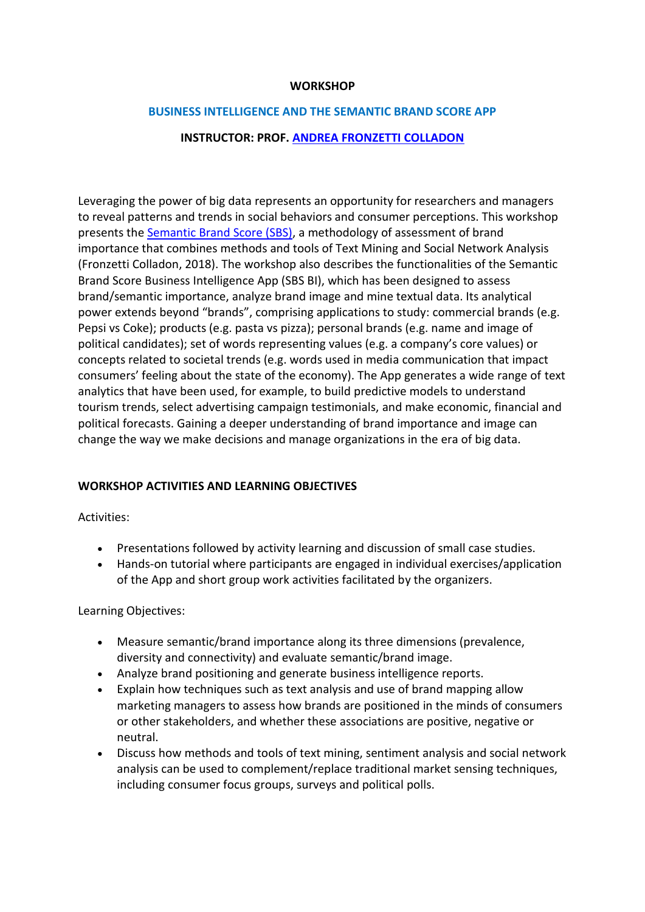# WORKSHOP

## BUSINESS INTELLIGENCE AND THE SEMANTIC BRAND SCORE APP

### INSTRUCTOR: PROF. [ANDREA FRONZETTI COLLADON]

Leveraging the power of big data represents an opportunity for researchers and managers to reveal patterns and trends in social behaviors and consumer perceptions. This workshop presents the [Semantic Brand Score (SBS)], a methodology of assessment of brand importance that combines methods and tools of Text Mining and Social Network Analysis (Fronzetti Colladon, 2018). The workshop also describes the functionalities of the Semantic Brand Score Business Intelligence App (SBS BI), which has been designed to assess brand/semantic importance, analyze brand image and mine textual data. Its analytical power extends beyond "brands", comprising applications to study: commercial brands (e.g. Pepsi vs Coke); products (e.g. pasta vs pizza); personal brands (e.g. name and image of political candidates); set of words representing values (e.g. a company's core values) or concepts related to societal trends (e.g. words used in media communication that impact consumers' feeling about the state of the economy). The App generates a wide range of text analytics that have been used, for example, to build predictive models to understand tourism trends, select advertising campaign testimonials, and make economic, financial and political forecasts. Gaining a deeper understanding of brand importance and image can change the way we make decisions and manage organizations in the era of big data.

## WORKSHOP ACTIVITIES AND LEARNING OBJECTIVES

Activities:

- Presentations followed by activity learning and discussion of small case studies.
- Hands-on tutorial where participants are engaged in individual exercises/application of the App and short group work activities facilitated by the organizers.

Learning Objectives:

- Measure semantic/brand importance along its three dimensions (prevalence, diversity and connectivity) and evaluate semantic/brand image.
- Analyze brand positioning and generate business intelligence reports.
- Explain how techniques such as text analysis and use of brand mapping allow marketing managers to assess how brands are positioned in the minds of consumers or other stakeholders, and whether these associations are positive, negative or neutral.
- Discuss how methods and tools of text mining, sentiment analysis and social network analysis can be used to complement/replace traditional market sensing techniques, including consumer focus groups, surveys and political polls.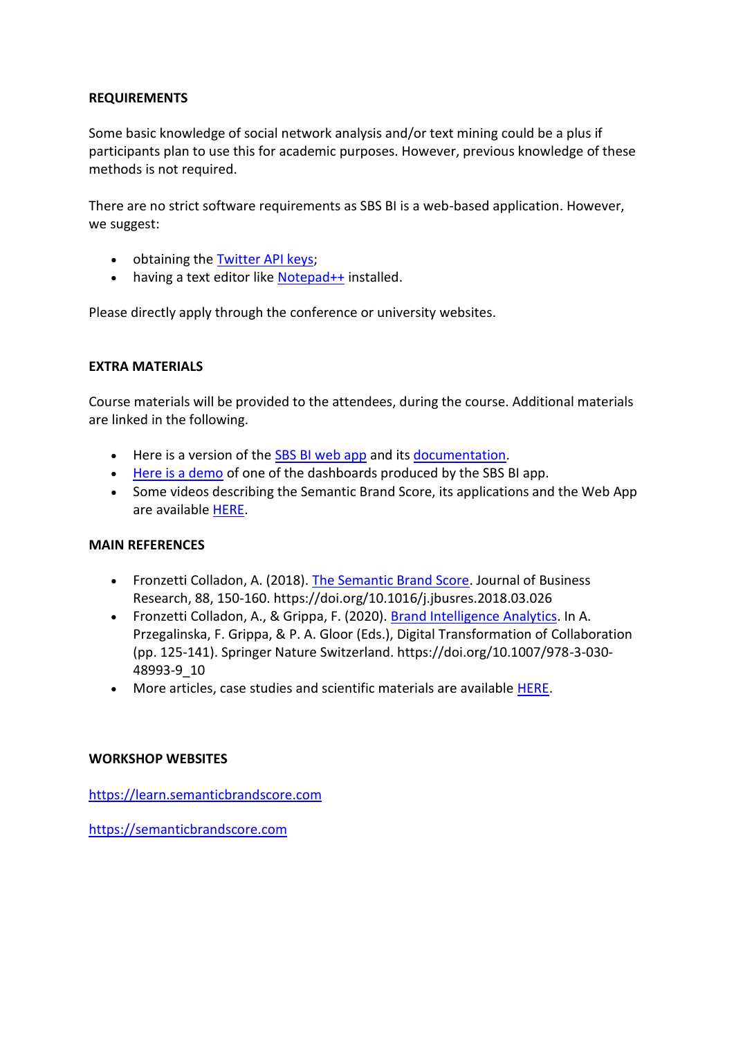**REQUIREMENTS**

Some basic knowledge of social network analysis and/or text mining could be a plus if participants plan to use this for academic purposes. However, previous knowledge of these methods is not required.

There are no strict software requirements as SBS BI is a web-based application. However, we suggest:

- obtaining the Twitter API keys;
- having a text editor like Notepad++ installed.

Please directly apply through the conference or university websites.

**EXTRA MATERIALS**

Course materials will be provided to the attendees, during the course. Additional materials are linked in the following.

- Here is a version of the SBS BI web app and its documentation.
- Here is a demo of one of the dashboards produced by the SBS BI app.
- Some videos describing the Semantic Brand Score, its applications and the Web App are available HERE.

**MAIN REFERENCES**

- Fronzetti Colladon, A. (2018). The Semantic Brand Score. Journal of Business Research, 88, 150-160. https://doi.org/10.1016/j.jbusres.2018.03.026
- Fronzetti Colladon, A., & Grippa, F. (2020). Brand Intelligence Analytics. In A. Przegalinska, F. Grippa, & P. A. Gloor (Eds.), Digital Transformation of Collaboration (pp. 125-141). Springer Nature Switzerland. https://doi.org/10.1007/978-3-030-48993-9_10
- More articles, case studies and scientific materials are available HERE.

**WORKSHOP WEBSITES**

https://learn.semanticbrandscore.com

https://semanticbrandscore.com